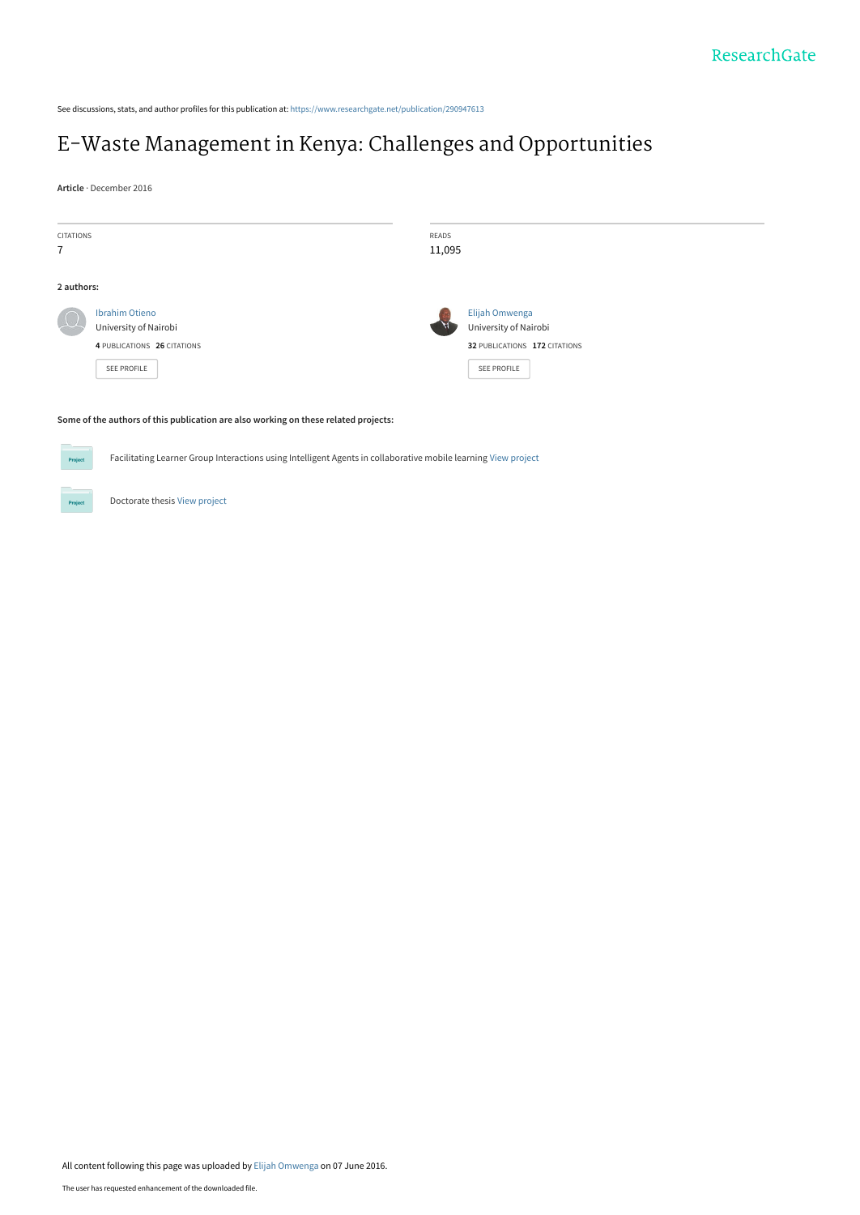See discussions, stats, and author profiles for this publication at: https://www.researchgate.net/publication/290947613

# E-Waste Management in Kenya: Challenges and Opportunities

**Article** · December 2016

| CITATIONS | READS |
| --- | --- |
| 7 | 11,095 |

**2 authors:**

Ibrahim Otieno
University of Nairobi
**4** PUBLICATIONS **26** CITATIONS
SEE PROFILE

Elijah Omwenga
University of Nairobi
**32** PUBLICATIONS **172** CITATIONS
SEE PROFILE

**Some of the authors of this publication are also working on these related projects:**

Facilitating Learner Group Interactions using Intelligent Agents in collaborative mobile learning View project

Doctorate thesis View project

All content following this page was uploaded by Elijah Omwenga on 07 June 2016.

The user has requested enhancement of the downloaded file.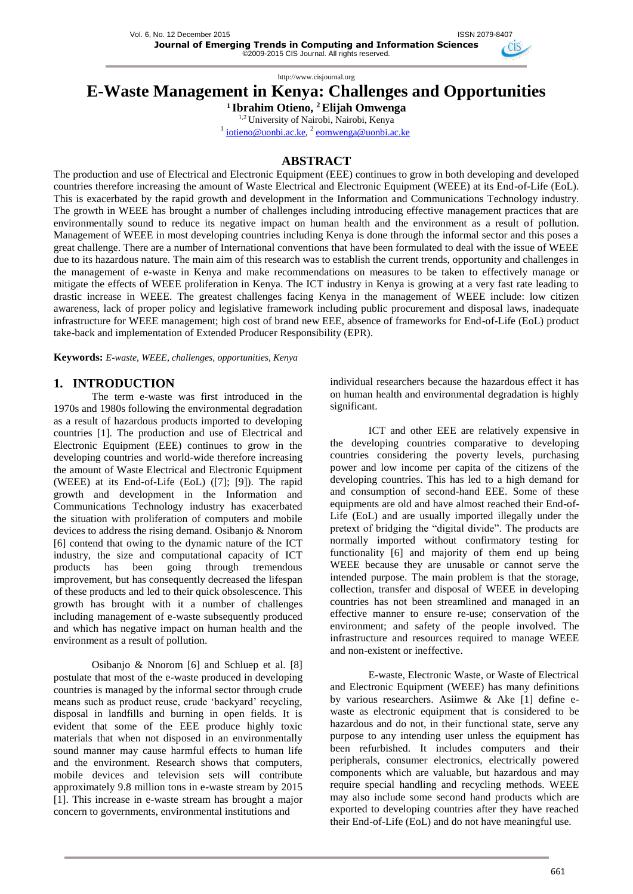# E-Waste Management in Kenya: Challenges and Opportunities

**[1] Ibrahim Otieno, [2] Elijah Omwenga**

[1,2] University of Nairobi, Nairobi, Kenya

[1] iotieno@uonbi.ac.ke, [2] eomwenga@uonbi.ac.ke

## ABSTRACT

The production and use of Electrical and Electronic Equipment (EEE) continues to grow in both developing and developed countries therefore increasing the amount of Waste Electrical and Electronic Equipment (WEEE) at its End-of-Life (EoL). This is exacerbated by the rapid growth and development in the Information and Communications Technology industry. The growth in WEEE has brought a number of challenges including introducing effective management practices that are environmentally sound to reduce its negative impact on human health and the environment as a result of pollution. Management of WEEE in most developing countries including Kenya is done through the informal sector and this poses a great challenge. There are a number of International conventions that have been formulated to deal with the issue of WEEE due to its hazardous nature. The main aim of this research was to establish the current trends, opportunity and challenges in the management of e-waste in Kenya and make recommendations on measures to be taken to effectively manage or mitigate the effects of WEEE proliferation in Kenya. The ICT industry in Kenya is growing at a very fast rate leading to drastic increase in WEEE. The greatest challenges facing Kenya in the management of WEEE include: low citizen awareness, lack of proper policy and legislative framework including public procurement and disposal laws, inadequate infrastructure for WEEE management; high cost of brand new EEE, absence of frameworks for End-of-Life (EoL) product take-back and implementation of Extended Producer Responsibility (EPR).

**Keywords:** *E-waste, WEEE, challenges, opportunities, Kenya*

## 1. INTRODUCTION

The term e-waste was first introduced in the 1970s and 1980s following the environmental degradation as a result of hazardous products imported to developing countries [1]. The production and use of Electrical and Electronic Equipment (EEE) continues to grow in the developing countries and world-wide therefore increasing the amount of Waste Electrical and Electronic Equipment (WEEE) at its End-of-Life (EoL) ([7]; [9]). The rapid growth and development in the Information and Communications Technology industry has exacerbated the situation with proliferation of computers and mobile devices to address the rising demand. Osibanjo & Nnorom [6] contend that owing to the dynamic nature of the ICT industry, the size and computational capacity of ICT products has been going through tremendous improvement, but has consequently decreased the lifespan of these products and led to their quick obsolescence. This growth has brought with it a number of challenges including management of e-waste subsequently produced and which has negative impact on human health and the environment as a result of pollution.

Osibanjo & Nnorom [6] and Schluep et al. [8] postulate that most of the e-waste produced in developing countries is managed by the informal sector through crude means such as product reuse, crude 'backyard' recycling, disposal in landfills and burning in open fields. It is evident that some of the EEE produce highly toxic materials that when not disposed in an environmentally sound manner may cause harmful effects to human life and the environment. Research shows that computers, mobile devices and television sets will contribute approximately 9.8 million tons in e-waste stream by 2015 [1]. This increase in e-waste stream has brought a major concern to governments, environmental institutions and individual researchers because the hazardous effect it has on human health and environmental degradation is highly significant.

ICT and other EEE are relatively expensive in the developing countries comparative to developing countries considering the poverty levels, purchasing power and low income per capita of the citizens of the developing countries. This has led to a high demand for and consumption of second-hand EEE. Some of these equipments are old and have almost reached their End-of-Life (EoL) and are usually imported illegally under the pretext of bridging the "digital divide". The products are normally imported without confirmatory testing for functionality [6] and majority of them end up being WEEE because they are unusable or cannot serve the intended purpose. The main problem is that the storage, collection, transfer and disposal of WEEE in developing countries has not been streamlined and managed in an effective manner to ensure re-use; conservation of the environment; and safety of the people involved. The infrastructure and resources required to manage WEEE and non-existent or ineffective.

E-waste, Electronic Waste, or Waste of Electrical and Electronic Equipment (WEEE) has many definitions by various researchers. Asiimwe & Ake [1] define e-waste as electronic equipment that is considered to be hazardous and do not, in their functional state, serve any purpose to any intending user unless the equipment has been refurbished. It includes computers and their peripherals, consumer electronics, electrically powered components which are valuable, but hazardous and may require special handling and recycling methods. WEEE may also include some second hand products which are exported to developing countries after they have reached their End-of-Life (EoL) and do not have meaningful use.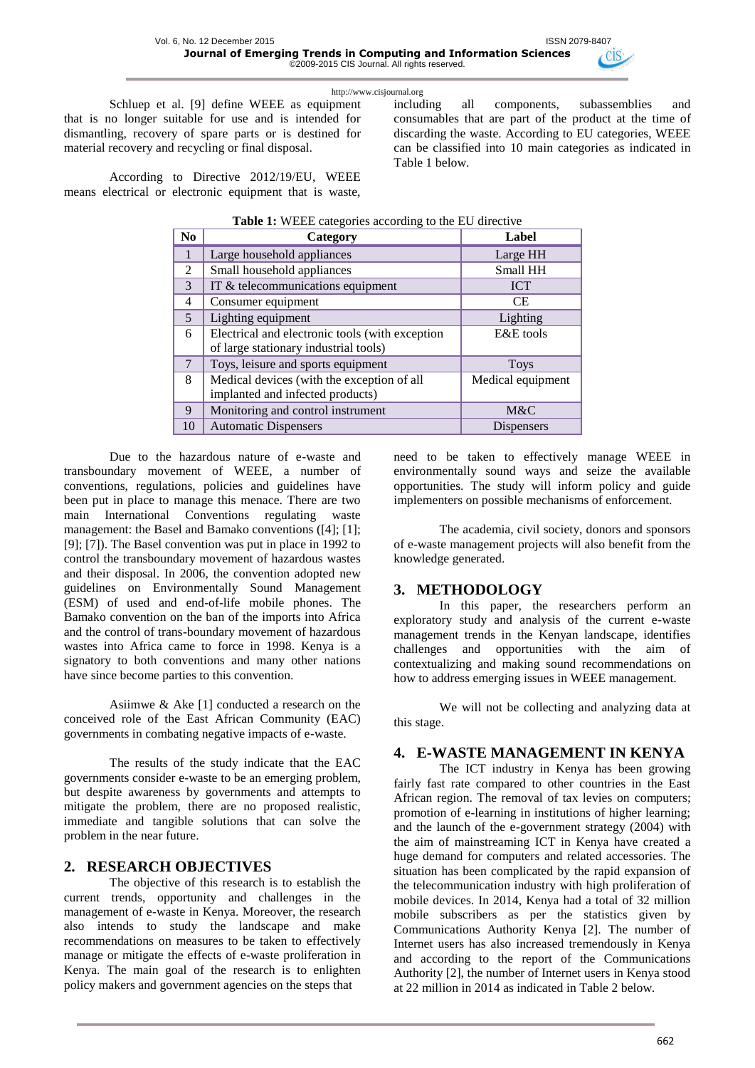Schluep et al. [9] define WEEE as equipment that is no longer suitable for use and is intended for dismantling, recovery of spare parts or is destined for material recovery and recycling or final disposal.

According to Directive 2012/19/EU, WEEE means electrical or electronic equipment that is waste, including all components, subassemblies and consumables that are part of the product at the time of discarding the waste. According to EU categories, WEEE can be classified into 10 main categories as indicated in Table 1 below.

**Table 1:** WEEE categories according to the EU directive

| No | Category | Label |
|---|---|---|
| 1 | Large household appliances | Large HH |
| 2 | Small household appliances | Small HH |
| 3 | IT & telecommunications equipment | ICT |
| 4 | Consumer equipment | CE |
| 5 | Lighting equipment | Lighting |
| 6 | Electrical and electronic tools (with exception of large stationary industrial tools) | E&E tools |
| 7 | Toys, leisure and sports equipment | Toys |
| 8 | Medical devices (with the exception of all implanted and infected products) | Medical equipment |
| 9 | Monitoring and control instrument | M&C |
| 10 | Automatic Dispensers | Dispensers |

Due to the hazardous nature of e-waste and transboundary movement of WEEE, a number of conventions, regulations, policies and guidelines have been put in place to manage this menace. There are two main International Conventions regulating waste management: the Basel and Bamako conventions ([4]; [1]; [9]; [7]). The Basel convention was put in place in 1992 to control the transboundary movement of hazardous wastes and their disposal. In 2006, the convention adopted new guidelines on Environmentally Sound Management (ESM) of used and end-of-life mobile phones. The Bamako convention on the ban of the imports into Africa and the control of trans-boundary movement of hazardous wastes into Africa came to force in 1998. Kenya is a signatory to both conventions and many other nations have since become parties to this convention.

Asiimwe & Ake [1] conducted a research on the conceived role of the East African Community (EAC) governments in combating negative impacts of e-waste.

The results of the study indicate that the EAC governments consider e-waste to be an emerging problem, but despite awareness by governments and attempts to mitigate the problem, there are no proposed realistic, immediate and tangible solutions that can solve the problem in the near future.

## 2. RESEARCH OBJECTIVES

The objective of this research is to establish the current trends, opportunity and challenges in the management of e-waste in Kenya. Moreover, the research also intends to study the landscape and make recommendations on measures to be taken to effectively manage or mitigate the effects of e-waste proliferation in Kenya. The main goal of the research is to enlighten policy makers and government agencies on the steps that need to be taken to effectively manage WEEE in environmentally sound ways and seize the available opportunities. The study will inform policy and guide implementers on possible mechanisms of enforcement.

The academia, civil society, donors and sponsors of e-waste management projects will also benefit from the knowledge generated.

## 3. METHODOLOGY

In this paper, the researchers perform an exploratory study and analysis of the current e-waste management trends in the Kenyan landscape, identifies challenges and opportunities with the aim of contextualizing and making sound recommendations on how to address emerging issues in WEEE management.

We will not be collecting and analyzing data at this stage.

## 4. E-WASTE MANAGEMENT IN KENYA

The ICT industry in Kenya has been growing fairly fast rate compared to other countries in the East African region. The removal of tax levies on computers; promotion of e-learning in institutions of higher learning; and the launch of the e-government strategy (2004) with the aim of mainstreaming ICT in Kenya have created a huge demand for computers and related accessories. The situation has been complicated by the rapid expansion of the telecommunication industry with high proliferation of mobile devices. In 2014, Kenya had a total of 32 million mobile subscribers as per the statistics given by Communications Authority Kenya [2]. The number of Internet users has also increased tremendously in Kenya and according to the report of the Communications Authority [2], the number of Internet users in Kenya stood at 22 million in 2014 as indicated in Table 2 below.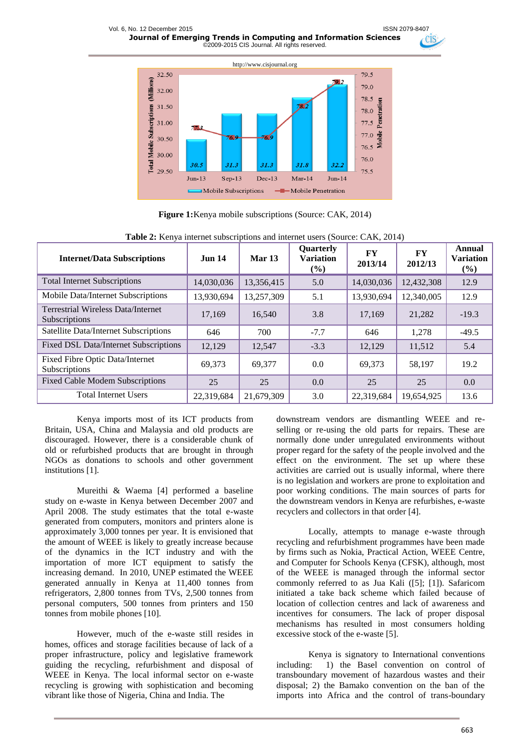**Figure 1:**Kenya mobile subscriptions (Source: CAK, 2014)

**Table 2:** Kenya internet subscriptions and internet users (Source: CAK, 2014)

| Internet/Data Subscriptions | Jun 14 | Mar 13 | Quarterly Variation (%) | FY 2013/14 | FY 2012/13 | Annual Variation (%) |
|---|---|---|---|---|---|---|
| Total Internet Subscriptions | 14,030,036 | 13,356,415 | 5.0 | 14,030,036 | 12,432,308 | 12.9 |
| Mobile Data/Internet Subscriptions | 13,930,694 | 13,257,309 | 5.1 | 13,930,694 | 12,340,005 | 12.9 |
| Terrestrial Wireless Data/Internet Subscriptions | 17,169 | 16,540 | 3.8 | 17,169 | 21,282 | -19.3 |
| Satellite Data/Internet Subscriptions | 646 | 700 | -7.7 | 646 | 1,278 | -49.5 |
| Fixed DSL Data/Internet Subscriptions | 12,129 | 12,547 | -3.3 | 12,129 | 11,512 | 5.4 |
| Fixed Fibre Optic Data/Internet Subscriptions | 69,373 | 69,377 | 0.0 | 69,373 | 58,197 | 19.2 |
| Fixed Cable Modem Subscriptions | 25 | 25 | 0.0 | 25 | 25 | 0.0 |
| Total Internet Users | 22,319,684 | 21,679,309 | 3.0 | 22,319,684 | 19,654,925 | 13.6 |

Kenya imports most of its ICT products from Britain, USA, China and Malaysia and old products are discouraged. However, there is a considerable chunk of old or refurbished products that are brought in through NGOs as donations to schools and other government institutions [1].

Mureithi & Waema [4] performed a baseline study on e-waste in Kenya between December 2007 and April 2008. The study estimates that the total e-waste generated from computers, monitors and printers alone is approximately 3,000 tonnes per year. It is envisioned that the amount of WEEE is likely to greatly increase because of the dynamics in the ICT industry and with the importation of more ICT equipment to satisfy the increasing demand. In 2010, UNEP estimated the WEEE generated annually in Kenya at 11,400 tonnes from refrigerators, 2,800 tonnes from TVs, 2,500 tonnes from personal computers, 500 tonnes from printers and 150 tonnes from mobile phones [10].

However, much of the e-waste still resides in homes, offices and storage facilities because of lack of a proper infrastructure, policy and legislative framework guiding the recycling, refurbishment and disposal of WEEE in Kenya. The local informal sector on e-waste recycling is growing with sophistication and becoming vibrant like those of Nigeria, China and India. The downstream vendors are dismantling WEEE and re-selling or re-using the old parts for repairs. These are normally done under unregulated environments without proper regard for the safety of the people involved and the effect on the environment. The set up where these activities are carried out is usually informal, where there is no legislation and workers are prone to exploitation and poor working conditions. The main sources of parts for the downstream vendors in Kenya are refurbishes, e-waste recyclers and collectors in that order [4].

Locally, attempts to manage e-waste through recycling and refurbishment programmes have been made by firms such as Nokia, Practical Action, WEEE Centre, and Computer for Schools Kenya (CFSK), although, most of the WEEE is managed through the informal sector commonly referred to as Jua Kali ([5]; [1]). Safaricom initiated a take back scheme which failed because of location of collection centres and lack of awareness and incentives for consumers. The lack of proper disposal mechanisms has resulted in most consumers holding excessive stock of the e-waste [5].

Kenya is signatory to International conventions including: 1) the Basel convention on control of transboundary movement of hazardous wastes and their disposal; 2) the Bamako convention on the ban of the imports into Africa and the control of trans-boundary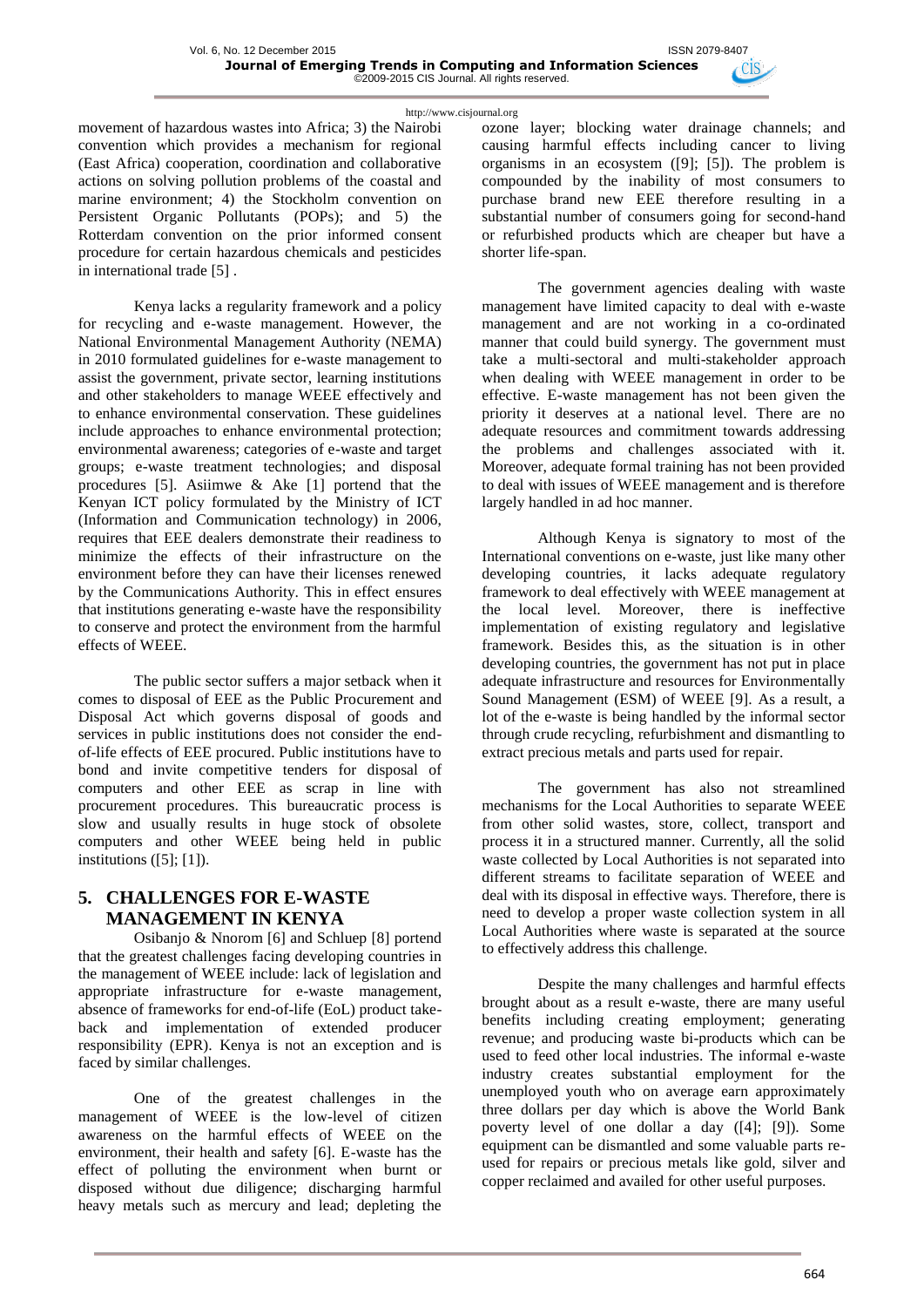movement of hazardous wastes into Africa; 3) the Nairobi convention which provides a mechanism for regional (East Africa) cooperation, coordination and collaborative actions on solving pollution problems of the coastal and marine environment; 4) the Stockholm convention on Persistent Organic Pollutants (POPs); and 5) the Rotterdam convention on the prior informed consent procedure for certain hazardous chemicals and pesticides in international trade [5] .

Kenya lacks a regularity framework and a policy for recycling and e-waste management. However, the National Environmental Management Authority (NEMA) in 2010 formulated guidelines for e-waste management to assist the government, private sector, learning institutions and other stakeholders to manage WEEE effectively and to enhance environmental conservation. These guidelines include approaches to enhance environmental protection; environmental awareness; categories of e-waste and target groups; e-waste treatment technologies; and disposal procedures [5]. Asiimwe & Ake [1] portend that the Kenyan ICT policy formulated by the Ministry of ICT (Information and Communication technology) in 2006, requires that EEE dealers demonstrate their readiness to minimize the effects of their infrastructure on the environment before they can have their licenses renewed by the Communications Authority. This in effect ensures that institutions generating e-waste have the responsibility to conserve and protect the environment from the harmful effects of WEEE.

The public sector suffers a major setback when it comes to disposal of EEE as the Public Procurement and Disposal Act which governs disposal of goods and services in public institutions does not consider the end-of-life effects of EEE procured. Public institutions have to bond and invite competitive tenders for disposal of computers and other EEE as scrap in line with procurement procedures. This bureaucratic process is slow and usually results in huge stock of obsolete computers and other WEEE being held in public institutions ([5]; [1]).

## 5. CHALLENGES FOR E-WASTE MANAGEMENT IN KENYA

Osibanjo & Nnorom [6] and Schluep [8] portend that the greatest challenges facing developing countries in the management of WEEE include: lack of legislation and appropriate infrastructure for e-waste management, absence of frameworks for end-of-life (EoL) product take-back and implementation of extended producer responsibility (EPR). Kenya is not an exception and is faced by similar challenges.

One of the greatest challenges in the management of WEEE is the low-level of citizen awareness on the harmful effects of WEEE on the environment, their health and safety [6]. E-waste has the effect of polluting the environment when burnt or disposed without due diligence; discharging harmful heavy metals such as mercury and lead; depleting the ozone layer; blocking water drainage channels; and causing harmful effects including cancer to living organisms in an ecosystem ([9]; [5]). The problem is compounded by the inability of most consumers to purchase brand new EEE therefore resulting in a substantial number of consumers going for second-hand or refurbished products which are cheaper but have a shorter life-span.

The government agencies dealing with waste management have limited capacity to deal with e-waste management and are not working in a co-ordinated manner that could build synergy. The government must take a multi-sectoral and multi-stakeholder approach when dealing with WEEE management in order to be effective. E-waste management has not been given the priority it deserves at a national level. There are no adequate resources and commitment towards addressing the problems and challenges associated with it. Moreover, adequate formal training has not been provided to deal with issues of WEEE management and is therefore largely handled in ad hoc manner.

Although Kenya is signatory to most of the International conventions on e-waste, just like many other developing countries, it lacks adequate regulatory framework to deal effectively with WEEE management at the local level. Moreover, there is ineffective implementation of existing regulatory and legislative framework. Besides this, as the situation is in other developing countries, the government has not put in place adequate infrastructure and resources for Environmentally Sound Management (ESM) of WEEE [9]. As a result, a lot of the e-waste is being handled by the informal sector through crude recycling, refurbishment and dismantling to extract precious metals and parts used for repair.

The government has also not streamlined mechanisms for the Local Authorities to separate WEEE from other solid wastes, store, collect, transport and process it in a structured manner. Currently, all the solid waste collected by Local Authorities is not separated into different streams to facilitate separation of WEEE and deal with its disposal in effective ways. Therefore, there is need to develop a proper waste collection system in all Local Authorities where waste is separated at the source to effectively address this challenge.

Despite the many challenges and harmful effects brought about as a result e-waste, there are many useful benefits including creating employment; generating revenue; and producing waste bi-products which can be used to feed other local industries. The informal e-waste industry creates substantial employment for the unemployed youth who on average earn approximately three dollars per day which is above the World Bank poverty level of one dollar a day ([4]; [9]). Some equipment can be dismantled and some valuable parts re-used for repairs or precious metals like gold, silver and copper reclaimed and availed for other useful purposes.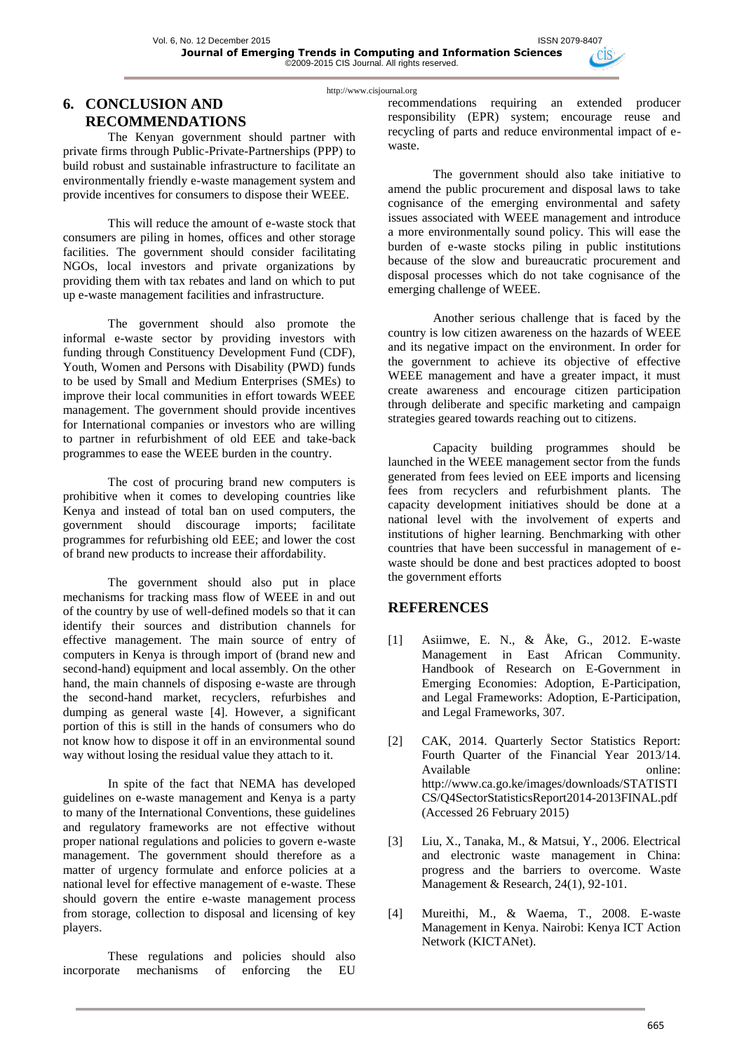## 6. CONCLUSION AND RECOMMENDATIONS

The Kenyan government should partner with private firms through Public-Private-Partnerships (PPP) to build robust and sustainable infrastructure to facilitate an environmentally friendly e-waste management system and provide incentives for consumers to dispose their WEEE.

This will reduce the amount of e-waste stock that consumers are piling in homes, offices and other storage facilities. The government should consider facilitating NGOs, local investors and private organizations by providing them with tax rebates and land on which to put up e-waste management facilities and infrastructure.

The government should also promote the informal e-waste sector by providing investors with funding through Constituency Development Fund (CDF), Youth, Women and Persons with Disability (PWD) funds to be used by Small and Medium Enterprises (SMEs) to improve their local communities in effort towards WEEE management. The government should provide incentives for International companies or investors who are willing to partner in refurbishment of old EEE and take-back programmes to ease the WEEE burden in the country.

The cost of procuring brand new computers is prohibitive when it comes to developing countries like Kenya and instead of total ban on used computers, the government should discourage imports; facilitate programmes for refurbishing old EEE; and lower the cost of brand new products to increase their affordability.

The government should also put in place mechanisms for tracking mass flow of WEEE in and out of the country by use of well-defined models so that it can identify their sources and distribution channels for effective management. The main source of entry of computers in Kenya is through import of (brand new and second-hand) equipment and local assembly. On the other hand, the main channels of disposing e-waste are through the second-hand market, recyclers, refurbishes and dumping as general waste [4]. However, a significant portion of this is still in the hands of consumers who do not know how to dispose it off in an environmental sound way without losing the residual value they attach to it.

In spite of the fact that NEMA has developed guidelines on e-waste management and Kenya is a party to many of the International Conventions, these guidelines and regulatory frameworks are not effective without proper national regulations and policies to govern e-waste management. The government should therefore as a matter of urgency formulate and enforce policies at a national level for effective management of e-waste. These should govern the entire e-waste management process from storage, collection to disposal and licensing of key players.

These regulations and policies should also incorporate mechanisms of enforcing the EU recommendations requiring an extended producer responsibility (EPR) system; encourage reuse and recycling of parts and reduce environmental impact of e-waste.

The government should also take initiative to amend the public procurement and disposal laws to take cognisance of the emerging environmental and safety issues associated with WEEE management and introduce a more environmentally sound policy. This will ease the burden of e-waste stocks piling in public institutions because of the slow and bureaucratic procurement and disposal processes which do not take cognisance of the emerging challenge of WEEE.

Another serious challenge that is faced by the country is low citizen awareness on the hazards of WEEE and its negative impact on the environment. In order for the government to achieve its objective of effective WEEE management and have a greater impact, it must create awareness and encourage citizen participation through deliberate and specific marketing and campaign strategies geared towards reaching out to citizens.

Capacity building programmes should be launched in the WEEE management sector from the funds generated from fees levied on EEE imports and licensing fees from recyclers and refurbishment plants. The capacity development initiatives should be done at a national level with the involvement of experts and institutions of higher learning. Benchmarking with other countries that have been successful in management of e-waste should be done and best practices adopted to boost the government efforts

## REFERENCES

[1] Asiimwe, E. N., & Åke, G., 2012. E-waste Management in East African Community. Handbook of Research on E-Government in Emerging Economies: Adoption, E-Participation, and Legal Frameworks: Adoption, E-Participation, and Legal Frameworks, 307.

[2] CAK, 2014. Quarterly Sector Statistics Report: Fourth Quarter of the Financial Year 2013/14. Available online: http://www.ca.go.ke/images/downloads/STATISTICS/Q4SectorStatisticsReport2014-2013FINAL.pdf (Accessed 26 February 2015)

[3] Liu, X., Tanaka, M., & Matsui, Y., 2006. Electrical and electronic waste management in China: progress and the barriers to overcome. Waste Management & Research, 24(1), 92-101.

[4] Mureithi, M., & Waema, T., 2008. E-waste Management in Kenya. Nairobi: Kenya ICT Action Network (KICTANet).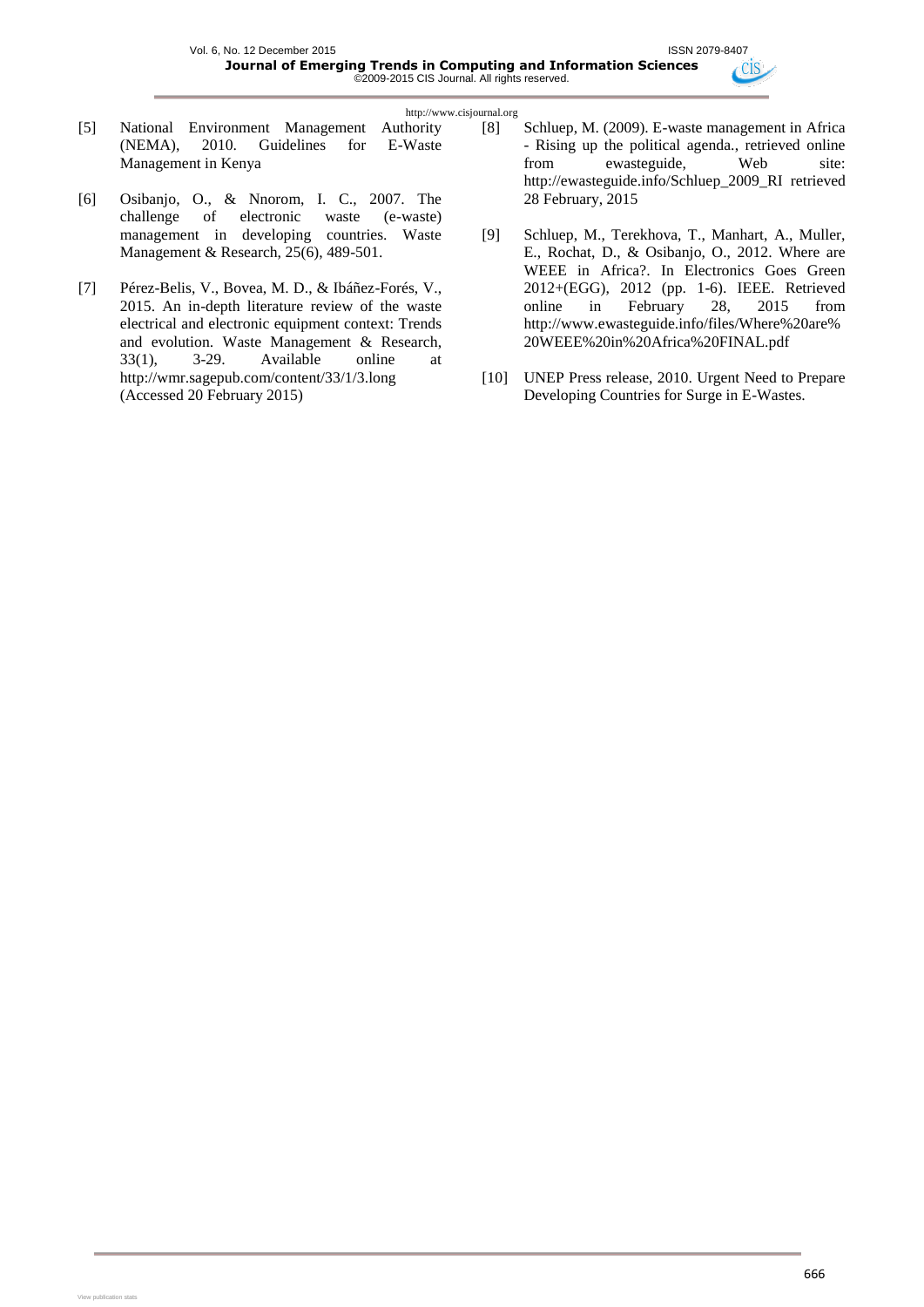[5] National Environment Management Authority (NEMA), 2010. Guidelines for E-Waste Management in Kenya

[6] Osibanjo, O., & Nnorom, I. C., 2007. The challenge of electronic waste (e-waste) management in developing countries. Waste Management & Research, 25(6), 489-501.

[7] Pérez-Belis, V., Bovea, M. D., & Ibáñez-Forés, V., 2015. An in-depth literature review of the waste electrical and electronic equipment context: Trends and evolution. Waste Management & Research, 33(1), 3-29. Available online at http://wmr.sagepub.com/content/33/1/3.long (Accessed 20 February 2015)

[8] Schluep, M. (2009). E-waste management in Africa - Rising up the political agenda., retrieved online from ewasteguide, Web site: http://ewasteguide.info/Schluep_2009_RI retrieved 28 February, 2015

[9] Schluep, M., Terekhova, T., Manhart, A., Muller, E., Rochat, D., & Osibanjo, O., 2012. Where are WEEE in Africa?. In Electronics Goes Green 2012+(EGG), 2012 (pp. 1-6). IEEE. Retrieved online in February 28, 2015 from http://www.ewasteguide.info/files/Where%20are%20WEEE%20in%20Africa%20FINAL.pdf

[10] UNEP Press release, 2010. Urgent Need to Prepare Developing Countries for Surge in E-Wastes.